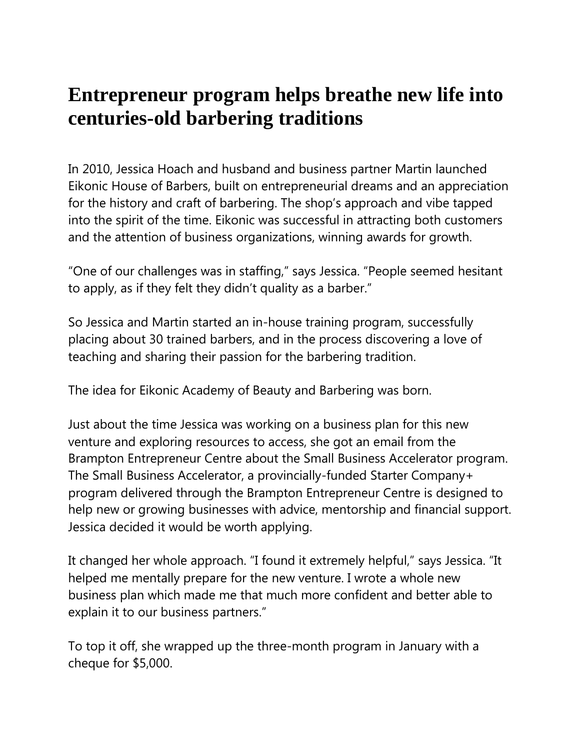# Entrepreneur program helps breathe new life into centuries-old barbering traditions

In 2010, Jessica Hoach and husband and business partner Martin launched Eikonic House of Barbers, built on entrepreneurial dreams and an appreciation for the history and craft of barbering. The shop's approach and vibe tapped into the spirit of the time. Eikonic was successful in attracting both customers and the attention of business organizations, winning awards for growth.

"One of our challenges was in staffing," says Jessica. "People seemed hesitant to apply, as if they felt they didn't quality as a barber."

So Jessica and Martin started an in-house training program, successfully placing about 30 trained barbers, and in the process discovering a love of teaching and sharing their passion for the barbering tradition.

The idea for Eikonic Academy of Beauty and Barbering was born.

Just about the time Jessica was working on a business plan for this new venture and exploring resources to access, she got an email from the Brampton Entrepreneur Centre about the Small Business Accelerator program. The Small Business Accelerator, a provincially-funded Starter Company+ program delivered through the Brampton Entrepreneur Centre is designed to help new or growing businesses with advice, mentorship and financial support. Jessica decided it would be worth applying.

It changed her whole approach. "I found it extremely helpful," says Jessica. "It helped me mentally prepare for the new venture. I wrote a whole new business plan which made me that much more confident and better able to explain it to our business partners."

To top it off, she wrapped up the three-month program in January with a cheque for $5,000.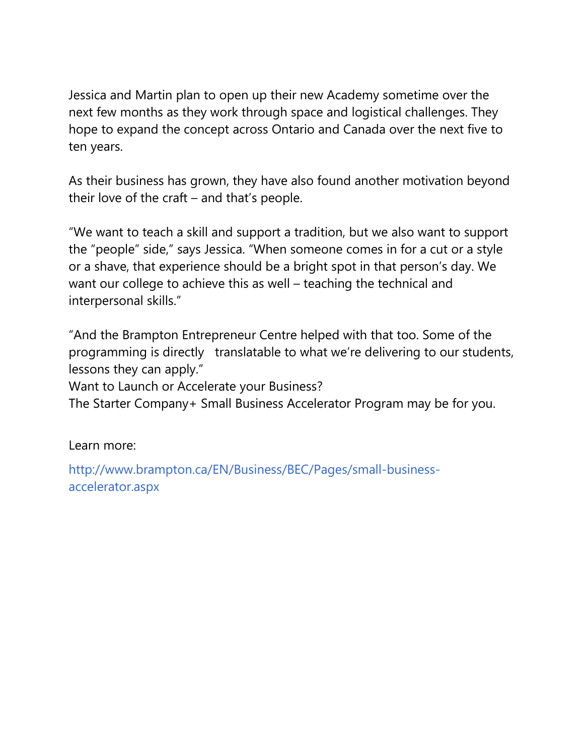Jessica and Martin plan to open up their new Academy sometime over the next few months as they work through space and logistical challenges. They hope to expand the concept across Ontario and Canada over the next five to ten years.

As their business has grown, they have also found another motivation beyond their love of the craft – and that's people.

"We want to teach a skill and support a tradition, but we also want to support the "people" side," says Jessica. "When someone comes in for a cut or a style or a shave, that experience should be a bright spot in that person's day. We want our college to achieve this as well – teaching the technical and interpersonal skills."

"And the Brampton Entrepreneur Centre helped with that too. Some of the programming is directly translatable to what we're delivering to our students, lessons they can apply."

Want to Launch or Accelerate your Business?

The Starter Company+ Small Business Accelerator Program may be for you.

Learn more:

http://www.brampton.ca/EN/Business/BEC/Pages/small-business-accelerator.aspx